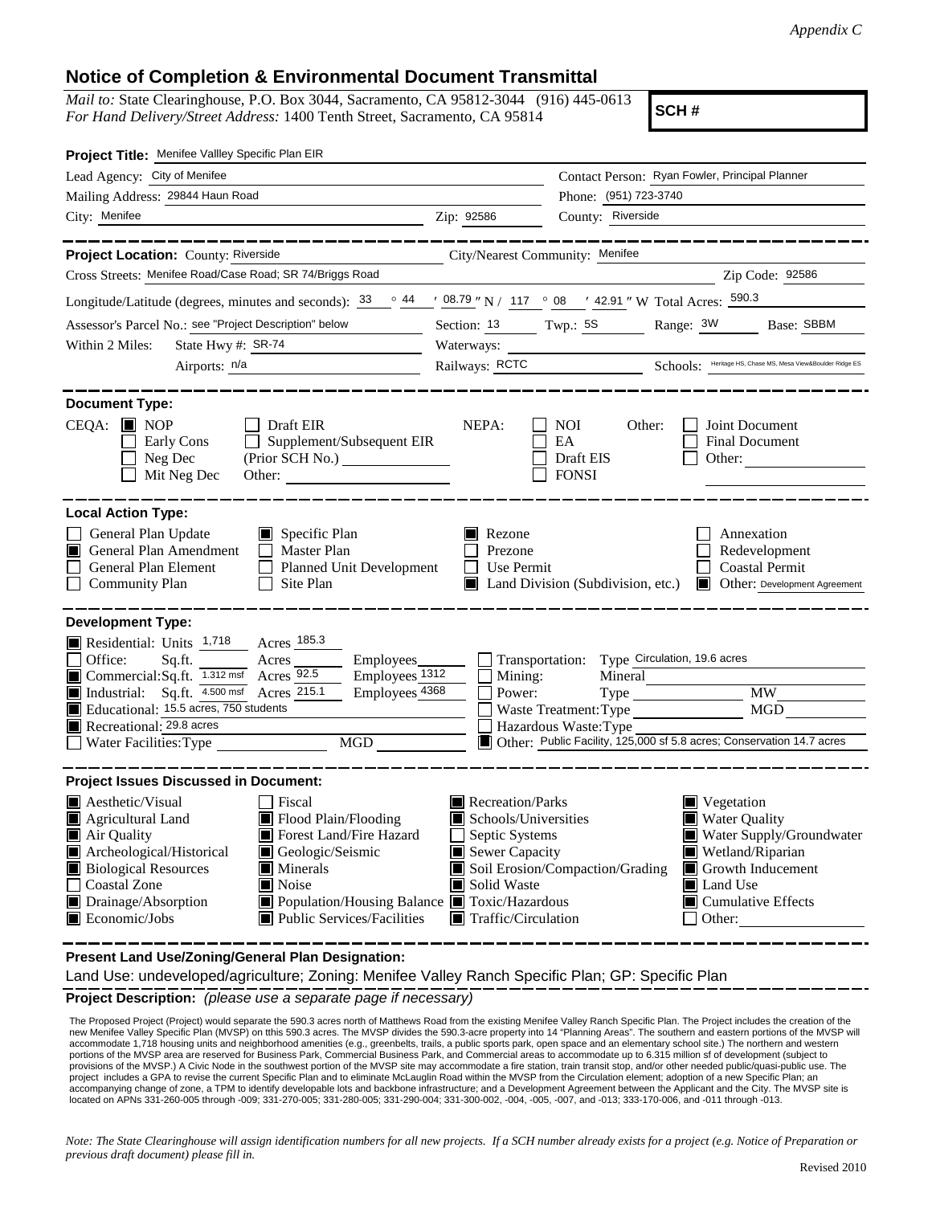*Appendix C*

# Notice of Completion & Environmental Document Transmittal

*Mail to:* State Clearinghouse, P.O. Box 3044, Sacramento, CA 95812-3044 (916) 445-0613
*For Hand Delivery/Street Address:* 1400 Tenth Street, Sacramento, CA 95814

**SCH #**

**Project Title:** Menifee Vallley Specific Plan EIR

Lead Agency: City of Menifee
Contact Person: Ryan Fowler, Principal Planner
Mailing Address: 29844 Haun Road
Phone: (951) 723-3740
City: Menifee
Zip: 92586
County: Riverside

**Project Location:** County: Riverside
City/Nearest Community: Menifee
Cross Streets: Menifee Road/Case Road; SR 74/Briggs Road
Zip Code: 92586

Longitude/Latitude (degrees, minutes and seconds): 33 ° 44 ′ 08.79 ″ N / 117 ° 08 ′ 42.91 ″ W Total Acres: 590.3

Assessor's Parcel No.: see "Project Description" below
Section: 13 Twp.: 5S Range: 3W Base: SBBM

Within 2 Miles: State Hwy #: SR-74
Waterways:
Airports: n/a
Railways: RCTC
Schools: Heritage HS, Chase MS, Mesa View&Boulder Ridge ES

**Document Type:**

CEQA: ■ NOP ☐ Early Cons ☐ Neg Dec ☐ Mit Neg Dec ☐ Draft EIR ☐ Supplement/Subsequent EIR (Prior SCH No.) Other:

NEPA: ☐ NOI ☐ EA ☐ Draft EIS ☐ FONSI

Other: ☐ Joint Document ☐ Final Document ☐ Other:

**Local Action Type:**

☐ General Plan Update
■ General Plan Amendment
☐ General Plan Element
☐ Community Plan
■ Specific Plan
☐ Master Plan
☐ Planned Unit Development
☐ Site Plan
■ Rezone
☐ Prezone
☐ Use Permit
■ Land Division (Subdivision, etc.)
☐ Annexation
☐ Redevelopment
☐ Coastal Permit
■ Other: Development Agreement

**Development Type:**

■ Residential: Units 1,718 Acres 185.3
☐ Office: Sq.ft. Acres Employees
■ Commercial: Sq.ft. 1.312 msf Acres 92.5 Employees 1312
■ Industrial: Sq.ft. 4.500 msf Acres 215.1 Employees 4368
■ Educational: 15.5 acres, 750 students
■ Recreational: 29.8 acres
☐ Water Facilities: Type MGD
☐ Transportation: Type Circulation, 19.6 acres
☐ Mining: Mineral
☐ Power: Type MW
☐ Waste Treatment: Type MGD
☐ Hazardous Waste: Type
■ Other: Public Facility, 125,000 sf 5.8 acres; Conservation 14.7 acres

**Project Issues Discussed in Document:**

■ Aesthetic/Visual
■ Agricultural Land
■ Air Quality
■ Archeological/Historical
■ Biological Resources
☐ Coastal Zone
■ Drainage/Absorption
■ Economic/Jobs
☐ Fiscal
■ Flood Plain/Flooding
■ Forest Land/Fire Hazard
■ Geologic/Seismic
■ Minerals
■ Noise
■ Population/Housing Balance
■ Public Services/Facilities
■ Recreation/Parks
■ Schools/Universities
☐ Septic Systems
■ Sewer Capacity
■ Soil Erosion/Compaction/Grading
■ Solid Waste
■ Toxic/Hazardous
■ Traffic/Circulation
■ Vegetation
■ Water Quality
■ Water Supply/Groundwater
■ Wetland/Riparian
■ Growth Inducement
■ Land Use
■ Cumulative Effects
☐ Other:

**Present Land Use/Zoning/General Plan Designation:**

Land Use: undeveloped/agriculture; Zoning: Menifee Valley Ranch Specific Plan; GP: Specific Plan

**Project Description:** *(please use a separate page if necessary)*

The Proposed Project (Project) would separate the 590.3 acres north of Matthews Road from the existing Menifee Valley Ranch Specific Plan. The Project includes the creation of the new Menifee Valley Specific Plan (MVSP) on tthis 590.3 acres. The MVSP divides the 590.3-acre property into 14 "Planning Areas". The southern and eastern portions of the MVSP will accommodate 1,718 housing units and neighborhood amenities (e.g., greenbelts, trails, a public sports park, open space and an elementary school site.) The northern and western portions of the MVSP area are reserved for Business Park, Commercial Business Park, and Commercial areas to accommodate up to 6.315 million sf of development (subject to provisions of the MVSP.) A Civic Node in the southwest portion of the MVSP site may accommodate a fire station, train transit stop, and/or other needed public/quasi-public use. The project includes a GPA to revise the current Specific Plan and to eliminate McLaughlin Road within the MVSP from the Circulation element; adoption of a new Specific Plan; an accompanying change of zone, a TPM to identify developable lots and backbone infrastructure; and a Development Agreement between the Applicant and the City. The MVSP site is located on APNs 331-260-005 through -009; 331-270-005; 331-280-005; 331-290-004; 331-300-002, -004, -005, -007, and -013; 333-170-006, and -011 through -013.

*Note: The State Clearinghouse will assign identification numbers for all new projects. If a SCH number already exists for a project (e.g. Notice of Preparation or previous draft document) please fill in.*

Revised 2010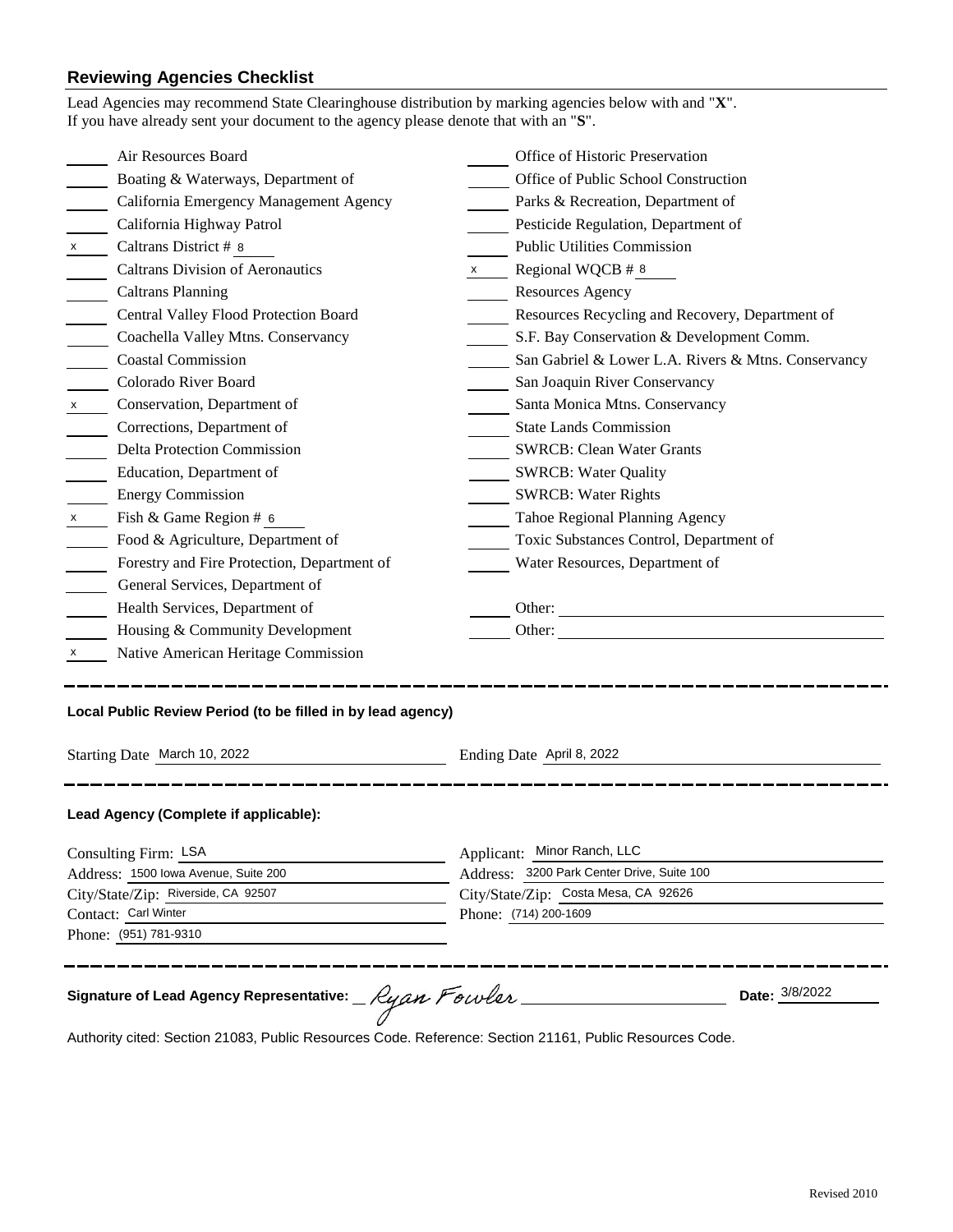## Reviewing Agencies Checklist

Lead Agencies may recommend State Clearinghouse distribution by marking agencies below with and "**X**".
If you have already sent your document to the agency please denote that with an "**S**".

| | | | |
|---|---|---|---|
| | Air Resources Board | | Office of Historic Preservation |
| | Boating & Waterways, Department of | | Office of Public School Construction |
| | California Emergency Management Agency | | Parks & Recreation, Department of |
| | California Highway Patrol | | Pesticide Regulation, Department of |
| x | Caltrans District # 8 | | Public Utilities Commission |
| | Caltrans Division of Aeronautics | x | Regional WQCB # 8 |
| | Caltrans Planning | | Resources Agency |
| | Central Valley Flood Protection Board | | Resources Recycling and Recovery, Department of |
| | Coachella Valley Mtns. Conservancy | | S.F. Bay Conservation & Development Comm. |
| | Coastal Commission | | San Gabriel & Lower L.A. Rivers & Mtns. Conservancy |
| | Colorado River Board | | San Joaquin River Conservancy |
| x | Conservation, Department of | | Santa Monica Mtns. Conservancy |
| | Corrections, Department of | | State Lands Commission |
| | Delta Protection Commission | | SWRCB: Clean Water Grants |
| | Education, Department of | | SWRCB: Water Quality |
| | Energy Commission | | SWRCB: Water Rights |
| x | Fish & Game Region # 6 | | Tahoe Regional Planning Agency |
| | Food & Agriculture, Department of | | Toxic Substances Control, Department of |
| | Forestry and Fire Protection, Department of | | Water Resources, Department of |
| | General Services, Department of | | |
| | Health Services, Department of | | Other: |
| | Housing & Community Development | | Other: |
| x | Native American Heritage Commission | | |

---

**Local Public Review Period (to be filled in by lead agency)**

Starting Date March 10, 2022 Ending Date April 8, 2022

---

**Lead Agency (Complete if applicable):**

| | |
|---|---|
| Consulting Firm: LSA | Applicant: Minor Ranch, LLC |
| Address: 1500 Iowa Avenue, Suite 200 | Address: 3200 Park Center Drive, Suite 100 |
| City/State/Zip: Riverside, CA 92507 | City/State/Zip: Costa Mesa, CA 92626 |
| Contact: Carl Winter | Phone: (714) 200-1609 |
| Phone: (951) 781-9310 | |

---

**Signature of Lead Agency Representative:** Ryan Fowler **Date:** 3/8/2022

Authority cited: Section 21083, Public Resources Code. Reference: Section 21161, Public Resources Code.

Revised 2010